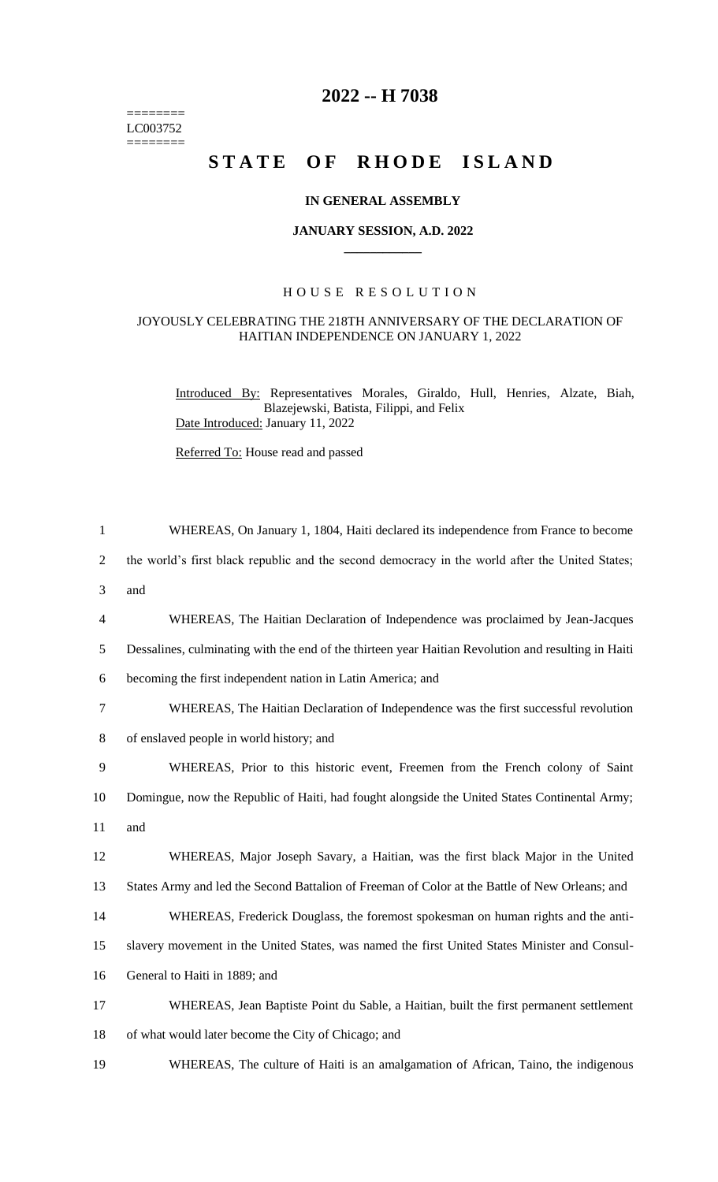========
LC003752
========

# 2022 -- H 7038

# STATE OF RHODE ISLAND

### IN GENERAL ASSEMBLY

### JANUARY SESSION, A.D. 2022

## HOUSE RESOLUTION

### JOYOUSLY CELEBRATING THE 218TH ANNIVERSARY OF THE DECLARATION OF HAITIAN INDEPENDENCE ON JANUARY 1, 2022

Introduced By: Representatives Morales, Giraldo, Hull, Henries, Alzate, Biah, Blazejewski, Batista, Filippi, and Felix

Date Introduced: January 11, 2022

Referred To: House read and passed

1 WHEREAS, On January 1, 1804, Haiti declared its independence from France to become
2 the world's first black republic and the second democracy in the world after the United States;
3 and

4 WHEREAS, The Haitian Declaration of Independence was proclaimed by Jean-Jacques
5 Dessalines, culminating with the end of the thirteen year Haitian Revolution and resulting in Haiti
6 becoming the first independent nation in Latin America; and

7 WHEREAS, The Haitian Declaration of Independence was the first successful revolution
8 of enslaved people in world history; and

9 WHEREAS, Prior to this historic event, Freemen from the French colony of Saint
10 Domingue, now the Republic of Haiti, had fought alongside the United States Continental Army;
11 and

12 WHEREAS, Major Joseph Savary, a Haitian, was the first black Major in the United
13 States Army and led the Second Battalion of Freeman of Color at the Battle of New Orleans; and

14 WHEREAS, Frederick Douglass, the foremost spokesman on human rights and the anti-
15 slavery movement in the United States, was named the first United States Minister and Consul-
16 General to Haiti in 1889; and

17 WHEREAS, Jean Baptiste Point du Sable, a Haitian, built the first permanent settlement
18 of what would later become the City of Chicago; and

19 WHEREAS, The culture of Haiti is an amalgamation of African, Taino, the indigenous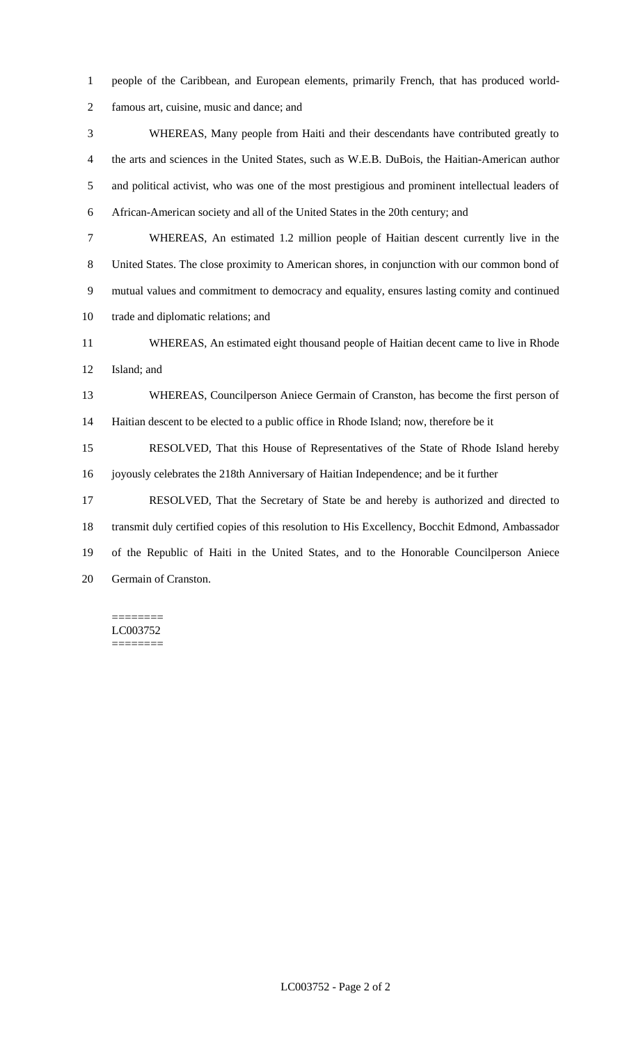people of the Caribbean, and European elements, primarily French, that has produced world-famous art, cuisine, music and dance; and

WHEREAS, Many people from Haiti and their descendants have contributed greatly to the arts and sciences in the United States, such as W.E.B. DuBois, the Haitian-American author and political activist, who was one of the most prestigious and prominent intellectual leaders of African-American society and all of the United States in the 20th century; and

WHEREAS, An estimated 1.2 million people of Haitian descent currently live in the United States. The close proximity to American shores, in conjunction with our common bond of mutual values and commitment to democracy and equality, ensures lasting comity and continued trade and diplomatic relations; and

WHEREAS, An estimated eight thousand people of Haitian decent came to live in Rhode Island; and

WHEREAS, Councilperson Aniece Germain of Cranston, has become the first person of Haitian descent to be elected to a public office in Rhode Island; now, therefore be it

RESOLVED, That this House of Representatives of the State of Rhode Island hereby joyously celebrates the 218th Anniversary of Haitian Independence; and be it further

RESOLVED, That the Secretary of State be and hereby is authorized and directed to transmit duly certified copies of this resolution to His Excellency, Bocchit Edmond, Ambassador of the Republic of Haiti in the United States, and to the Honorable Councilperson Aniece Germain of Cranston.

========
LC003752
========